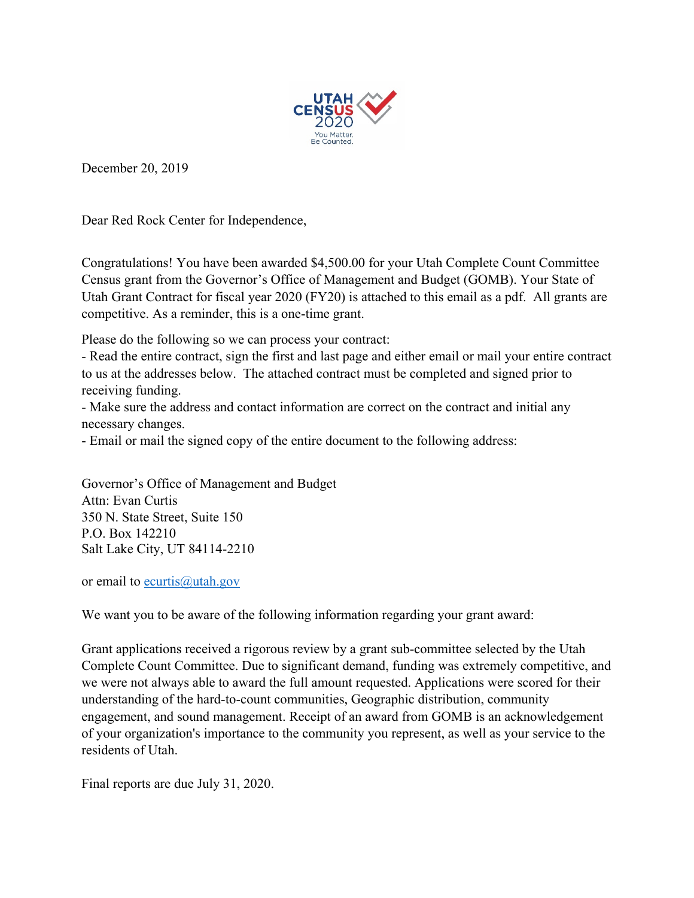December 20, 2019

Dear Red Rock Center for Independence,

Congratulations! You have been awarded $4,500.00 for your Utah Complete Count Committee Census grant from the Governor's Office of Management and Budget (GOMB). Your State of Utah Grant Contract for fiscal year 2020 (FY20) is attached to this email as a pdf. All grants are competitive. As a reminder, this is a one-time grant.

Please do the following so we can process your contract:

- Read the entire contract, sign the first and last page and either email or mail your entire contract to us at the addresses below. The attached contract must be completed and signed prior to receiving funding.
- Make sure the address and contact information are correct on the contract and initial any necessary changes.
- Email or mail the signed copy of the entire document to the following address:

Governor's Office of Management and Budget
Attn: Evan Curtis
350 N. State Street, Suite 150
P.O. Box 142210
Salt Lake City, UT 84114-2210

or email to ecurtis@utah.gov

We want you to be aware of the following information regarding your grant award:

Grant applications received a rigorous review by a grant sub-committee selected by the Utah Complete Count Committee. Due to significant demand, funding was extremely competitive, and we were not always able to award the full amount requested. Applications were scored for their understanding of the hard-to-count communities, Geographic distribution, community engagement, and sound management. Receipt of an award from GOMB is an acknowledgement of your organization's importance to the community you represent, as well as your service to the residents of Utah.

Final reports are due July 31, 2020.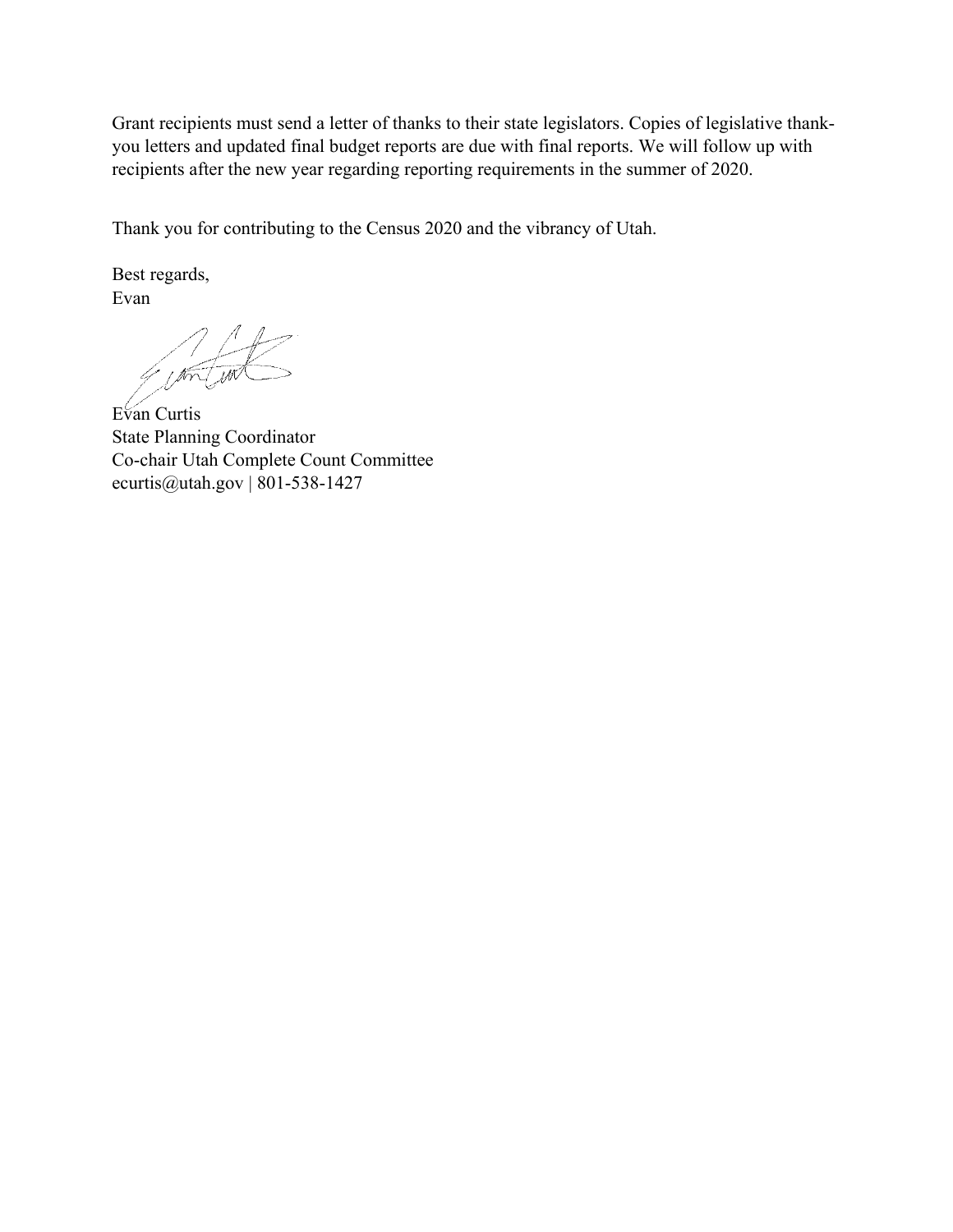Grant recipients must send a letter of thanks to their state legislators. Copies of legislative thank-you letters and updated final budget reports are due with final reports. We will follow up with recipients after the new year regarding reporting requirements in the summer of 2020.

Thank you for contributing to the Census 2020 and the vibrancy of Utah.

Best regards,
Evan

Evan Curtis
State Planning Coordinator
Co-chair Utah Complete Count Committee
ecurtis@utah.gov | 801-538-1427